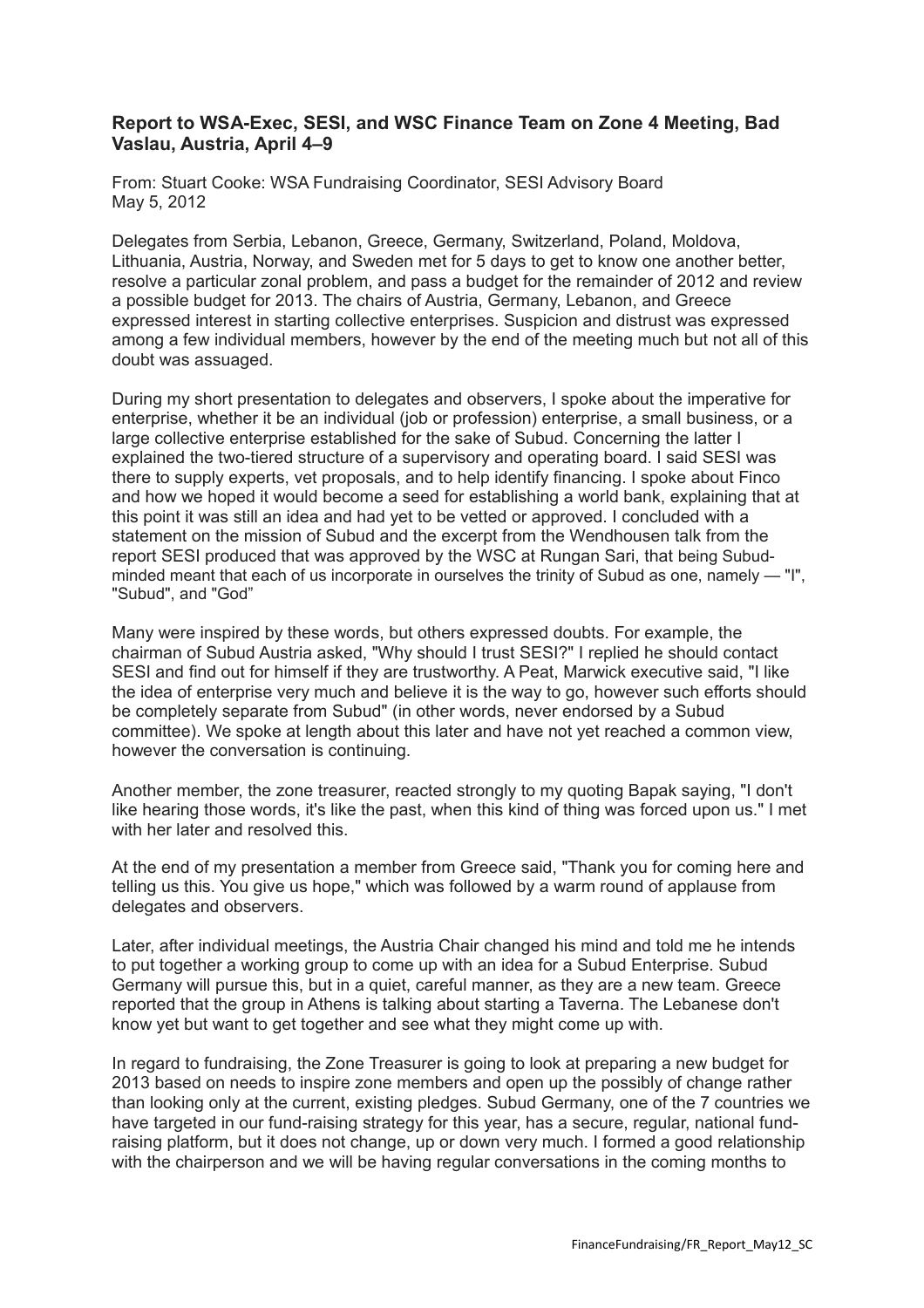**Report to WSA-Exec, SESI, and WSC Finance Team on Zone 4 Meeting, Bad Vaslau, Austria, April 4–9**

From: Stuart Cooke: WSA Fundraising Coordinator, SESI Advisory Board
May 5, 2012

Delegates from Serbia, Lebanon, Greece, Germany, Switzerland, Poland, Moldova, Lithuania, Austria, Norway, and Sweden met for 5 days to get to know one another better, resolve a particular zonal problem, and pass a budget for the remainder of 2012 and review a possible budget for 2013. The chairs of Austria, Germany, Lebanon, and Greece expressed interest in starting collective enterprises. Suspicion and distrust was expressed among a few individual members, however by the end of the meeting much but not all of this doubt was assuaged.

During my short presentation to delegates and observers, I spoke about the imperative for enterprise, whether it be an individual (job or profession) enterprise, a small business, or a large collective enterprise established for the sake of Subud. Concerning the latter I explained the two-tiered structure of a supervisory and operating board. I said SESI was there to supply experts, vet proposals, and to help identify financing. I spoke about Finco and how we hoped it would become a seed for establishing a world bank, explaining that at this point it was still an idea and had yet to be vetted or approved. I concluded with a statement on the mission of Subud and the excerpt from the Wendhousen talk from the report SESI produced that was approved by the WSC at Rungan Sari, that being Subud-minded meant that each of us incorporate in ourselves the trinity of Subud as one, namely — "I", "Subud", and "God"

Many were inspired by these words, but others expressed doubts. For example, the chairman of Subud Austria asked, "Why should I trust SESI?" I replied he should contact SESI and find out for himself if they are trustworthy. A Peat, Marwick executive said, "I like the idea of enterprise very much and believe it is the way to go, however such efforts should be completely separate from Subud" (in other words, never endorsed by a Subud committee). We spoke at length about this later and have not yet reached a common view, however the conversation is continuing.

Another member, the zone treasurer, reacted strongly to my quoting Bapak saying, "I don't like hearing those words, it's like the past, when this kind of thing was forced upon us." I met with her later and resolved this.

At the end of my presentation a member from Greece said, "Thank you for coming here and telling us this. You give us hope," which was followed by a warm round of applause from delegates and observers.

Later, after individual meetings, the Austria Chair changed his mind and told me he intends to put together a working group to come up with an idea for a Subud Enterprise. Subud Germany will pursue this, but in a quiet, careful manner, as they are a new team. Greece reported that the group in Athens is talking about starting a Taverna. The Lebanese don't know yet but want to get together and see what they might come up with.

In regard to fundraising, the Zone Treasurer is going to look at preparing a new budget for 2013 based on needs to inspire zone members and open up the possibly of change rather than looking only at the current, existing pledges. Subud Germany, one of the 7 countries we have targeted in our fund-raising strategy for this year, has a secure, regular, national fund-raising platform, but it does not change, up or down very much. I formed a good relationship with the chairperson and we will be having regular conversations in the coming months to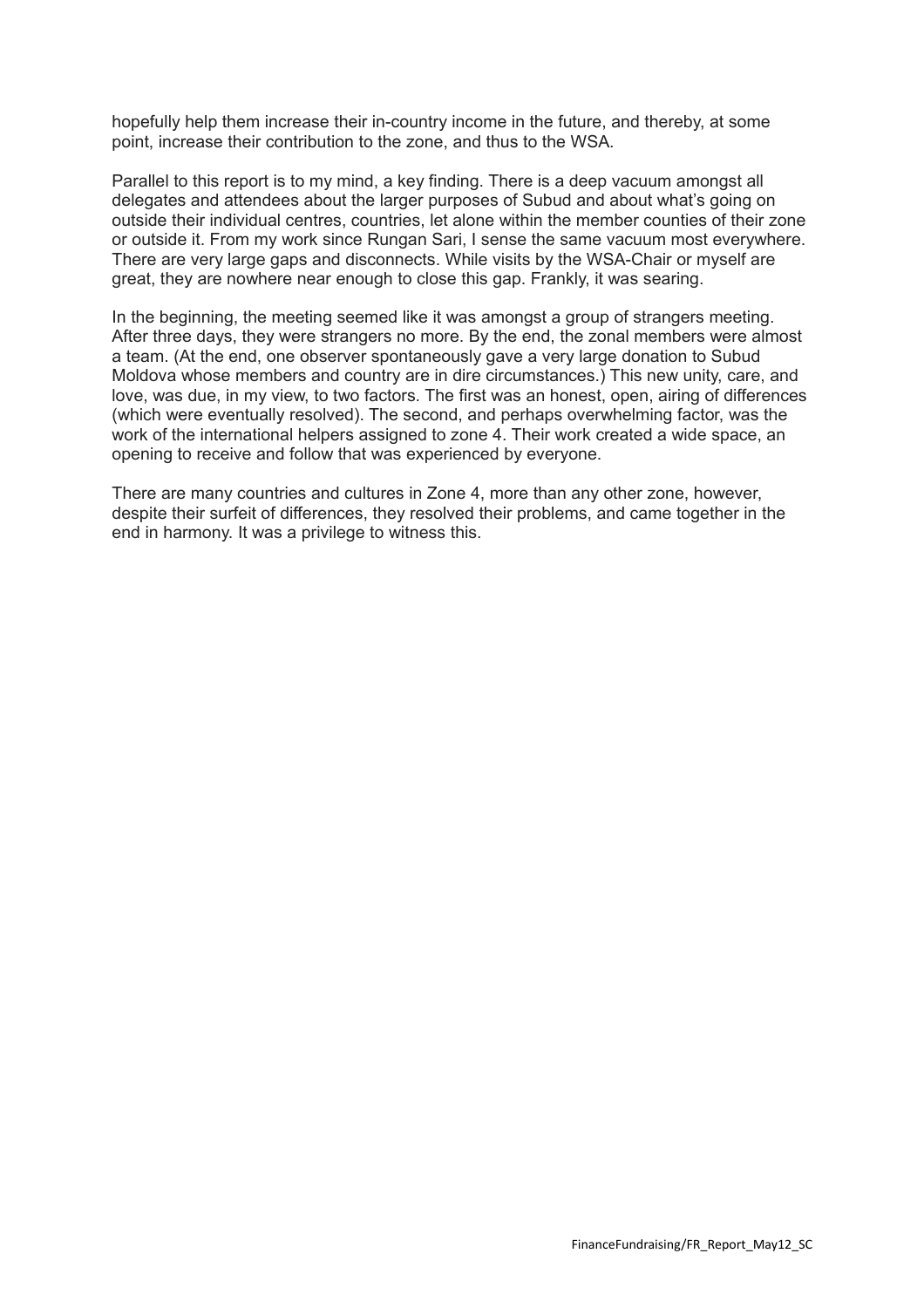hopefully help them increase their in-country income in the future, and thereby, at some point, increase their contribution to the zone, and thus to the WSA.

Parallel to this report is to my mind, a key finding. There is a deep vacuum amongst all delegates and attendees about the larger purposes of Subud and about what's going on outside their individual centres, countries, let alone within the member counties of their zone or outside it. From my work since Rungan Sari, I sense the same vacuum most everywhere. There are very large gaps and disconnects. While visits by the WSA-Chair or myself are great, they are nowhere near enough to close this gap. Frankly, it was searing.

In the beginning, the meeting seemed like it was amongst a group of strangers meeting. After three days, they were strangers no more. By the end, the zonal members were almost a team. (At the end, one observer spontaneously gave a very large donation to Subud Moldova whose members and country are in dire circumstances.) This new unity, care, and love, was due, in my view, to two factors. The first was an honest, open, airing of differences (which were eventually resolved). The second, and perhaps overwhelming factor, was the work of the international helpers assigned to zone 4. Their work created a wide space, an opening to receive and follow that was experienced by everyone.

There are many countries and cultures in Zone 4, more than any other zone, however, despite their surfeit of differences, they resolved their problems, and came together in the end in harmony. It was a privilege to witness this.